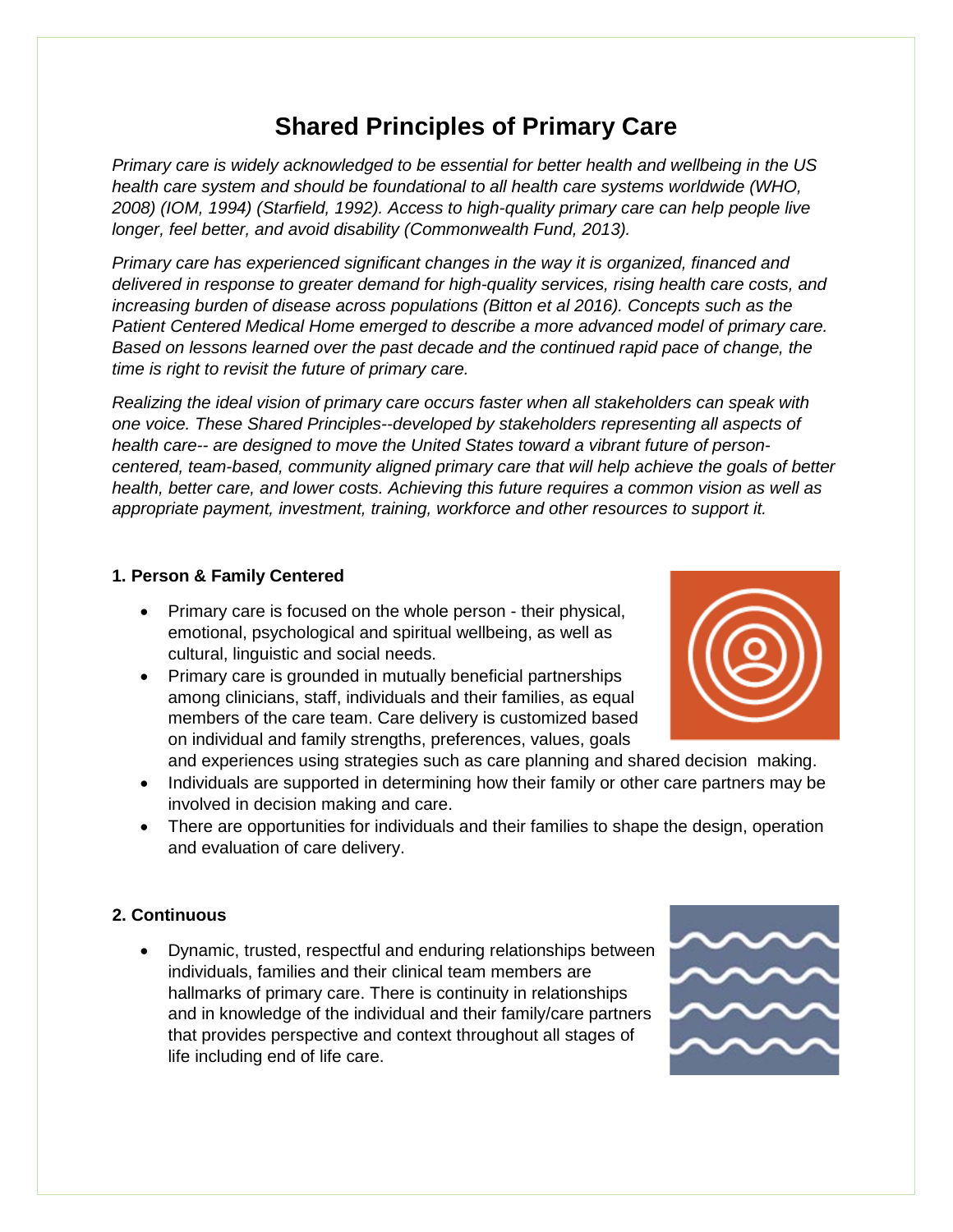# Shared Principles of Primary Care

*Primary care is widely acknowledged to be essential for better health and wellbeing in the US health care system and should be foundational to all health care systems worldwide (WHO, 2008) (IOM, 1994) (Starfield, 1992). Access to high-quality primary care can help people live longer, feel better, and avoid disability (Commonwealth Fund, 2013).*

*Primary care has experienced significant changes in the way it is organized, financed and delivered in response to greater demand for high-quality services, rising health care costs, and increasing burden of disease across populations (Bitton et al 2016). Concepts such as the Patient Centered Medical Home emerged to describe a more advanced model of primary care. Based on lessons learned over the past decade and the continued rapid pace of change, the time is right to revisit the future of primary care.*

*Realizing the ideal vision of primary care occurs faster when all stakeholders can speak with one voice. These Shared Principles--developed by stakeholders representing all aspects of health care-- are designed to move the United States toward a vibrant future of person-centered, team-based, community aligned primary care that will help achieve the goals of better health, better care, and lower costs. Achieving this future requires a common vision as well as appropriate payment, investment, training, workforce and other resources to support it.*

**1. Person & Family Centered**

- Primary care is focused on the whole person - their physical, emotional, psychological and spiritual wellbeing, as well as cultural, linguistic and social needs.
- Primary care is grounded in mutually beneficial partnerships among clinicians, staff, individuals and their families, as equal members of the care team. Care delivery is customized based on individual and family strengths, preferences, values, goals and experiences using strategies such as care planning and shared decision making.
- Individuals are supported in determining how their family or other care partners may be involved in decision making and care.
- There are opportunities for individuals and their families to shape the design, operation and evaluation of care delivery.

**2. Continuous**

- Dynamic, trusted, respectful and enduring relationships between individuals, families and their clinical team members are hallmarks of primary care. There is continuity in relationships and in knowledge of the individual and their family/care partners that provides perspective and context throughout all stages of life including end of life care.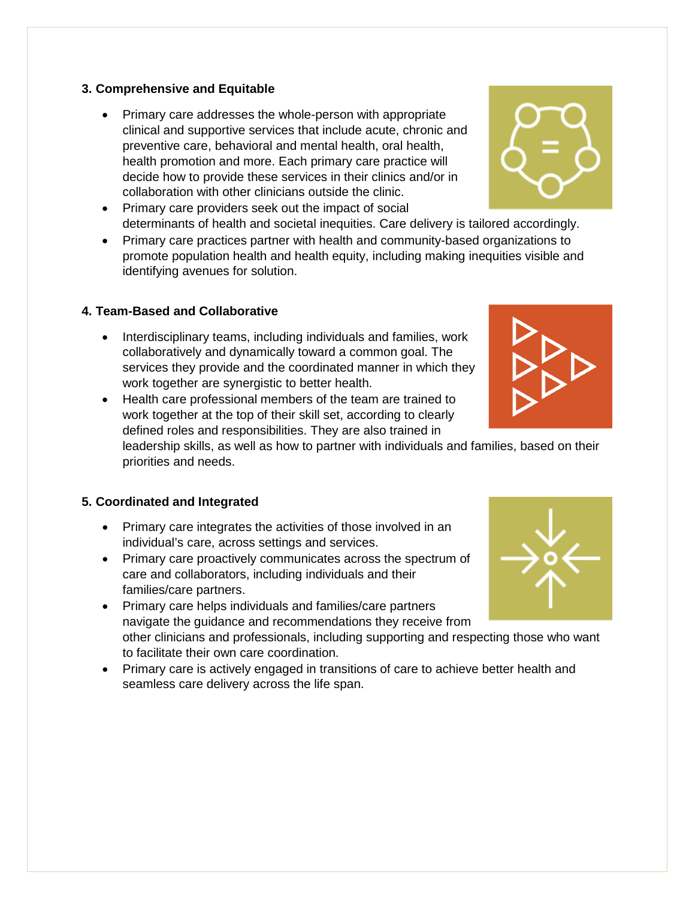### 3. Comprehensive and Equitable

- Primary care addresses the whole-person with appropriate clinical and supportive services that include acute, chronic and preventive care, behavioral and mental health, oral health, health promotion and more. Each primary care practice will decide how to provide these services in their clinics and/or in collaboration with other clinicians outside the clinic.
- Primary care providers seek out the impact of social determinants of health and societal inequities. Care delivery is tailored accordingly.
- Primary care practices partner with health and community-based organizations to promote population health and health equity, including making inequities visible and identifying avenues for solution.

### 4. Team-Based and Collaborative

- Interdisciplinary teams, including individuals and families, work collaboratively and dynamically toward a common goal. The services they provide and the coordinated manner in which they work together are synergistic to better health.
- Health care professional members of the team are trained to work together at the top of their skill set, according to clearly defined roles and responsibilities. They are also trained in leadership skills, as well as how to partner with individuals and families, based on their priorities and needs.

### 5. Coordinated and Integrated

- Primary care integrates the activities of those involved in an individual's care, across settings and services.
- Primary care proactively communicates across the spectrum of care and collaborators, including individuals and their families/care partners.
- Primary care helps individuals and families/care partners navigate the guidance and recommendations they receive from other clinicians and professionals, including supporting and respecting those who want to facilitate their own care coordination.
- Primary care is actively engaged in transitions of care to achieve better health and seamless care delivery across the life span.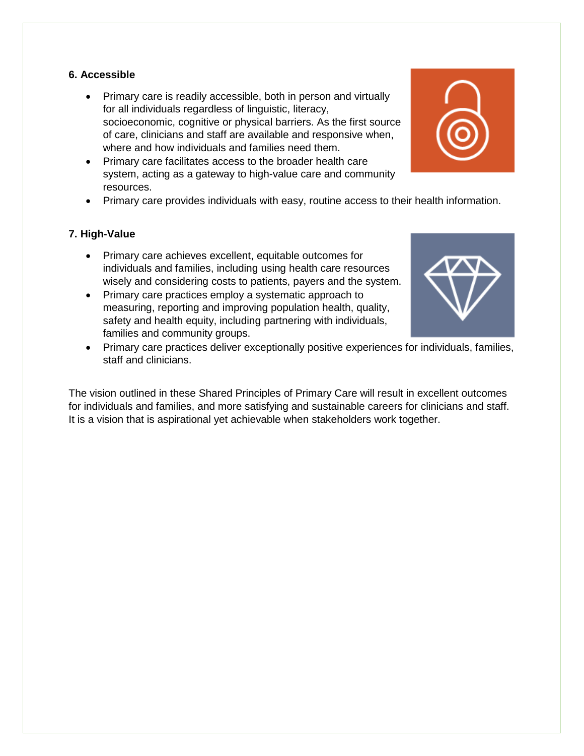**6. Accessible**

- Primary care is readily accessible, both in person and virtually for all individuals regardless of linguistic, literacy, socioeconomic, cognitive or physical barriers. As the first source of care, clinicians and staff are available and responsive when, where and how individuals and families need them.
- Primary care facilitates access to the broader health care system, acting as a gateway to high-value care and community resources.
- Primary care provides individuals with easy, routine access to their health information.

**7. High-Value**

- Primary care achieves excellent, equitable outcomes for individuals and families, including using health care resources wisely and considering costs to patients, payers and the system.
- Primary care practices employ a systematic approach to measuring, reporting and improving population health, quality, safety and health equity, including partnering with individuals, families and community groups.
- Primary care practices deliver exceptionally positive experiences for individuals, families, staff and clinicians.

The vision outlined in these Shared Principles of Primary Care will result in excellent outcomes for individuals and families, and more satisfying and sustainable careers for clinicians and staff. It is a vision that is aspirational yet achievable when stakeholders work together.